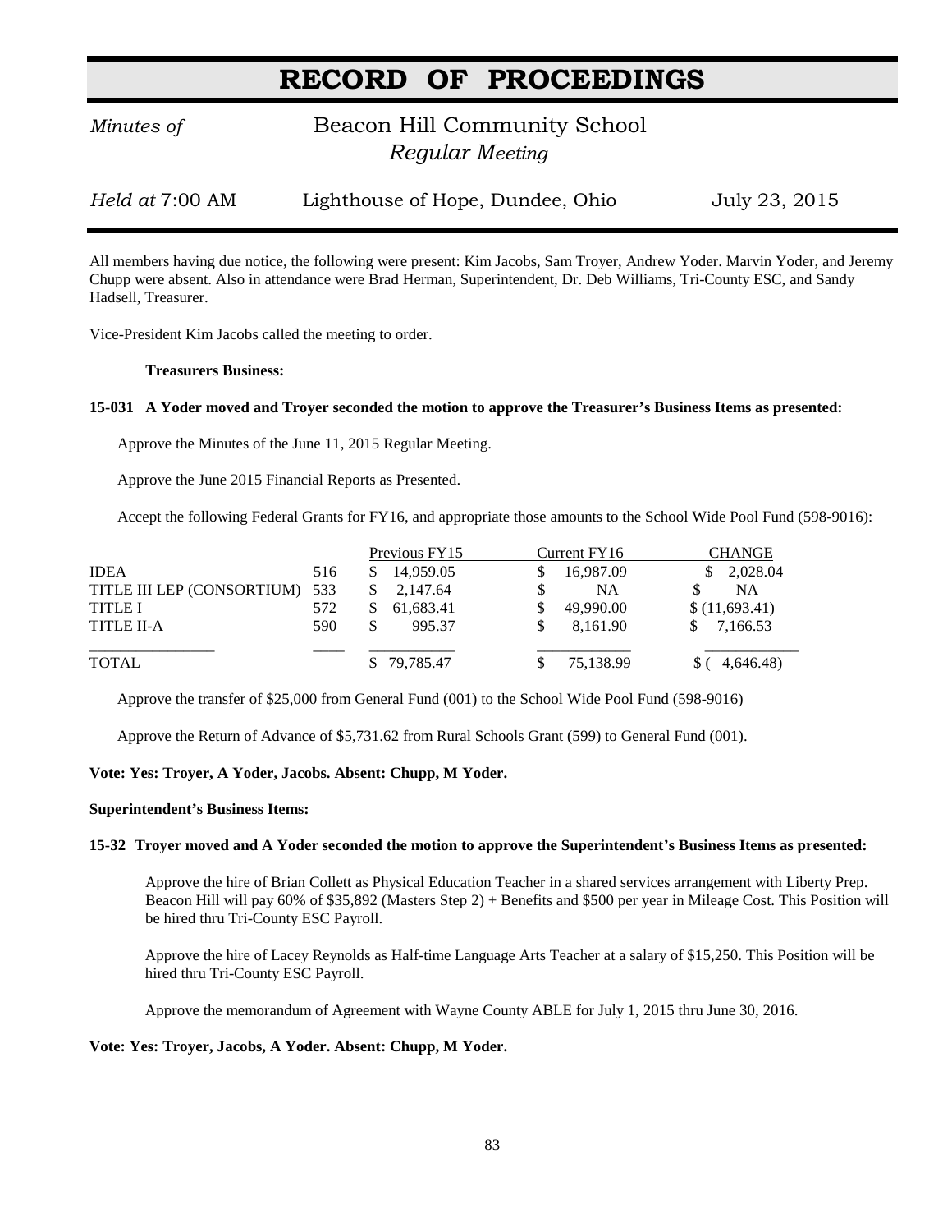# RECORD OF PROCEEDINGS

*Minutes of* Beacon Hill Community School
*Regular Meeting*

*Held at* 7:00 AM Lighthouse of Hope, Dundee, Ohio July 23, 2015

All members having due notice, the following were present: Kim Jacobs, Sam Troyer, Andrew Yoder. Marvin Yoder, and Jeremy Chupp were absent. Also in attendance were Brad Herman, Superintendent, Dr. Deb Williams, Tri-County ESC, and Sandy Hadsell, Treasurer.

Vice-President Kim Jacobs called the meeting to order.

**Treasurers Business:**

**15-031 A Yoder moved and Troyer seconded the motion to approve the Treasurer's Business Items as presented:**

Approve the Minutes of the June 11, 2015 Regular Meeting.

Approve the June 2015 Financial Reports as Presented.

Accept the following Federal Grants for FY16, and appropriate those amounts to the School Wide Pool Fund (598-9016):

| | | Previous FY15 | Current FY16 | CHANGE |
|---|---|---|---|---|
| IDEA | 516 | $ 14,959.05 | $ 16,987.09 | $ 2,028.04 |
| TITLE III LEP (CONSORTIUM) | 533 | $ 2,147.64 | $ NA | $ NA |
| TITLE I | 572 | $ 61,683.41 | $ 49,990.00 | $ (11,693.41) |
| TITLE II-A | 590 | $ 995.37 | $ 8,161.90 | $ 7,166.53 |
| TOTAL | | $ 79,785.47 | $ 75,138.99 | $ ( 4,646.48) |

Approve the transfer of $25,000 from General Fund (001) to the School Wide Pool Fund (598-9016)

Approve the Return of Advance of $5,731.62 from Rural Schools Grant (599) to General Fund (001).

**Vote: Yes: Troyer, A Yoder, Jacobs. Absent: Chupp, M Yoder.**

**Superintendent's Business Items:**

**15-32 Troyer moved and A Yoder seconded the motion to approve the Superintendent's Business Items as presented:**

Approve the hire of Brian Collett as Physical Education Teacher in a shared services arrangement with Liberty Prep. Beacon Hill will pay 60% of $35,892 (Masters Step 2) + Benefits and $500 per year in Mileage Cost. This Position will be hired thru Tri-County ESC Payroll.

Approve the hire of Lacey Reynolds as Half-time Language Arts Teacher at a salary of $15,250. This Position will be hired thru Tri-County ESC Payroll.

Approve the memorandum of Agreement with Wayne County ABLE for July 1, 2015 thru June 30, 2016.

**Vote: Yes: Troyer, Jacobs, A Yoder. Absent: Chupp, M Yoder.**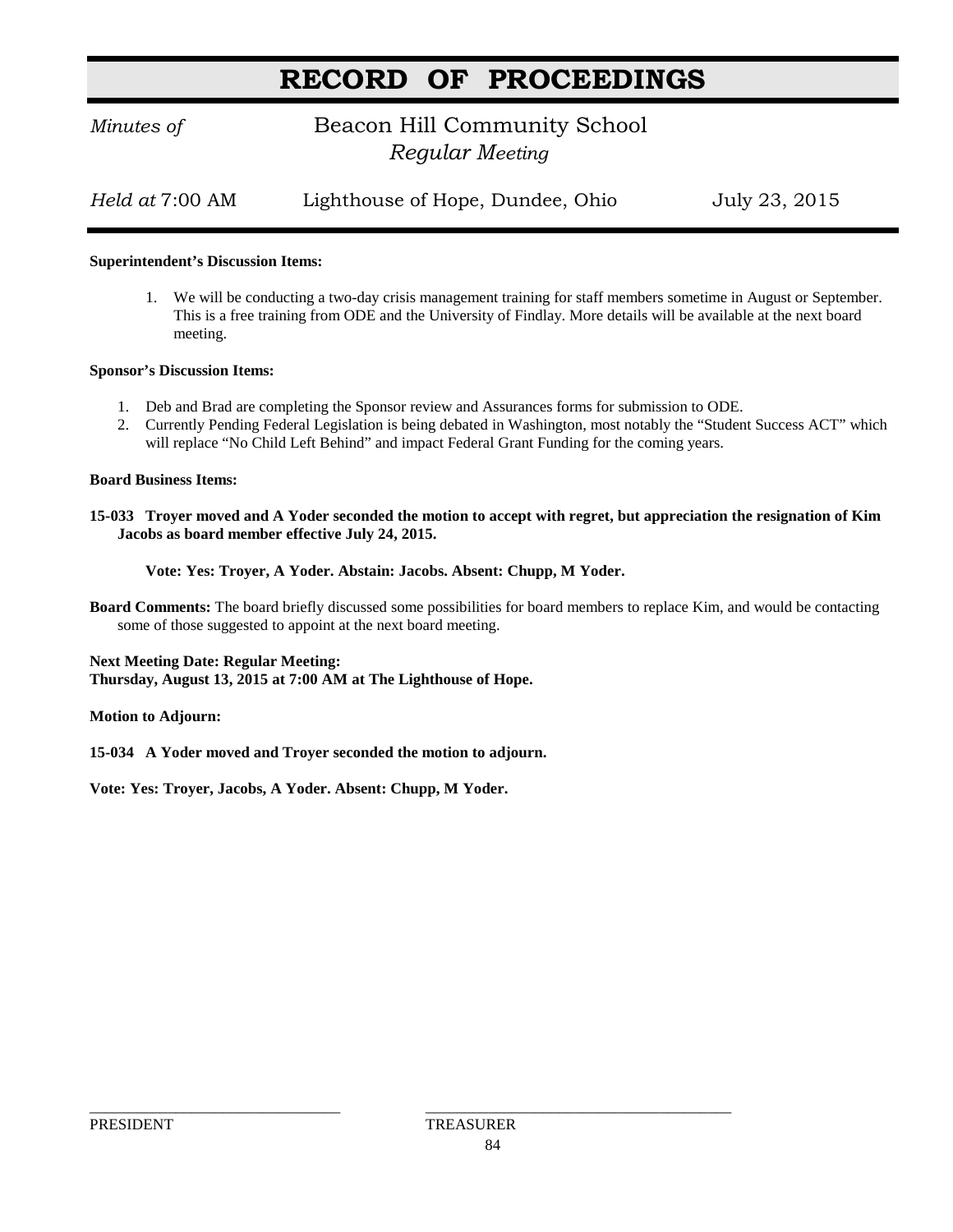# RECORD OF PROCEEDINGS

*Minutes of* Beacon Hill Community School
*Regular Meeting*

*Held at* 7:00 AM Lighthouse of Hope, Dundee, Ohio July 23, 2015

**Superintendent's Discussion Items:**

1. We will be conducting a two-day crisis management training for staff members sometime in August or September. This is a free training from ODE and the University of Findlay. More details will be available at the next board meeting.

**Sponsor's Discussion Items:**

1. Deb and Brad are completing the Sponsor review and Assurances forms for submission to ODE.
2. Currently Pending Federal Legislation is being debated in Washington, most notably the "Student Success ACT" which will replace "No Child Left Behind" and impact Federal Grant Funding for the coming years.

**Board Business Items:**

**15-033 Troyer moved and A Yoder seconded the motion to accept with regret, but appreciation the resignation of Kim Jacobs as board member effective July 24, 2015.**

**Vote: Yes: Troyer, A Yoder. Abstain: Jacobs. Absent: Chupp, M Yoder.**

**Board Comments:** The board briefly discussed some possibilities for board members to replace Kim, and would be contacting some of those suggested to appoint at the next board meeting.

**Next Meeting Date: Regular Meeting:**
**Thursday, August 13, 2015 at 7:00 AM at The Lighthouse of Hope.**

**Motion to Adjourn:**

**15-034 A Yoder moved and Troyer seconded the motion to adjourn.**

**Vote: Yes: Troyer, Jacobs, A Yoder. Absent: Chupp, M Yoder.**

\_\_\_\_\_\_\_\_\_\_\_\_\_\_\_\_\_\_\_\_\_\_\_\_\_\_\_\_\_\_ \_\_\_\_\_\_\_\_\_\_\_\_\_\_\_\_\_\_\_\_\_\_\_\_\_\_\_\_\_\_\_\_\_\_\_\_
PRESIDENT TREASURER